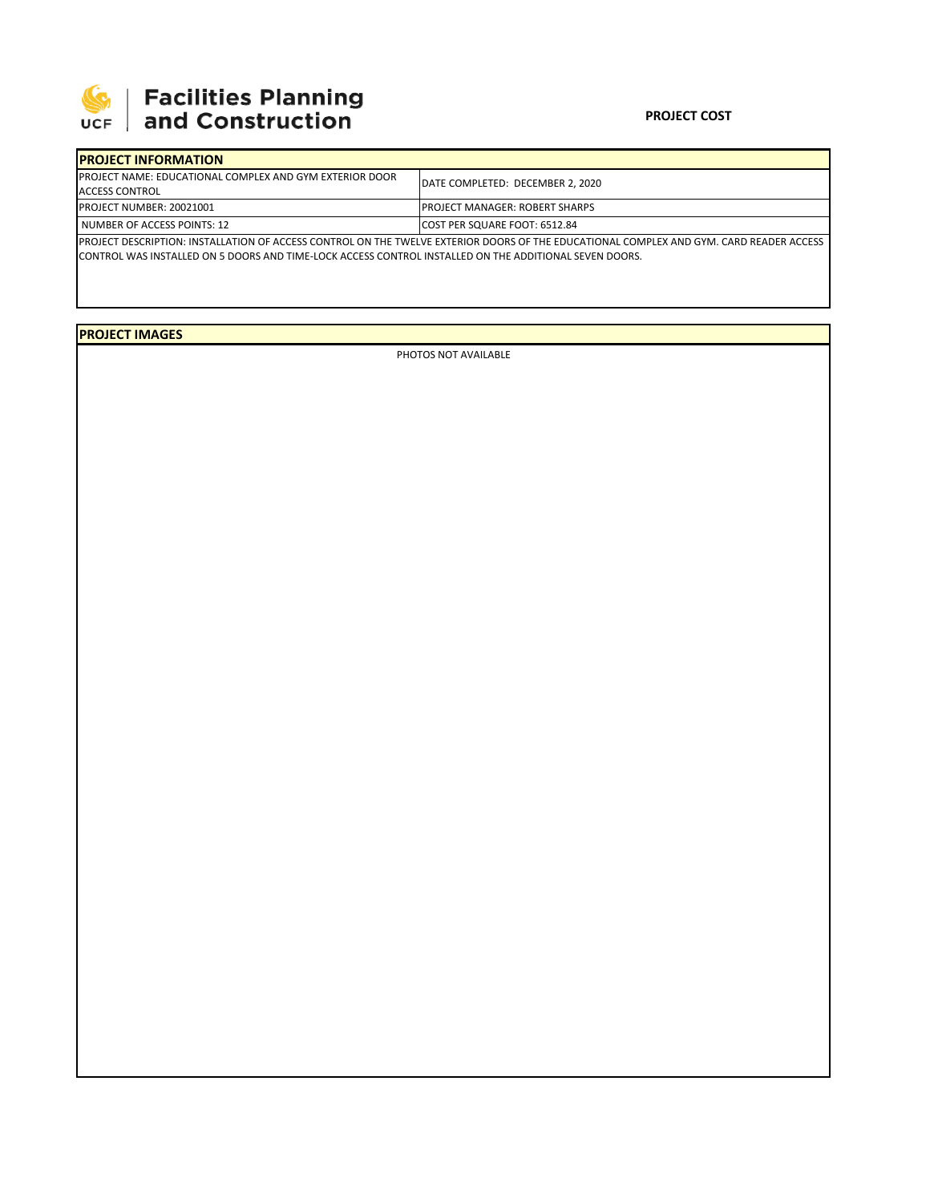# Facilities Planning and Construction

UCF

**PROJECT COST**

| PROJECT INFORMATION | |
|---|---|
| PROJECT NAME: EDUCATIONAL COMPLEX AND GYM EXTERIOR DOOR ACCESS CONTROL | DATE COMPLETED: DECEMBER 2, 2020 |
| PROJECT NUMBER: 20021001 | PROJECT MANAGER: ROBERT SHARPS |
| NUMBER OF ACCESS POINTS: 12 | COST PER SQUARE FOOT: 6512.84 |
| PROJECT DESCRIPTION: INSTALLATION OF ACCESS CONTROL ON THE TWELVE EXTERIOR DOORS OF THE EDUCATIONAL COMPLEX AND GYM. CARD READER ACCESS CONTROL WAS INSTALLED ON 5 DOORS AND TIME-LOCK ACCESS CONTROL INSTALLED ON THE ADDITIONAL SEVEN DOORS. | |

**PROJECT IMAGES**

PHOTOS NOT AVAILABLE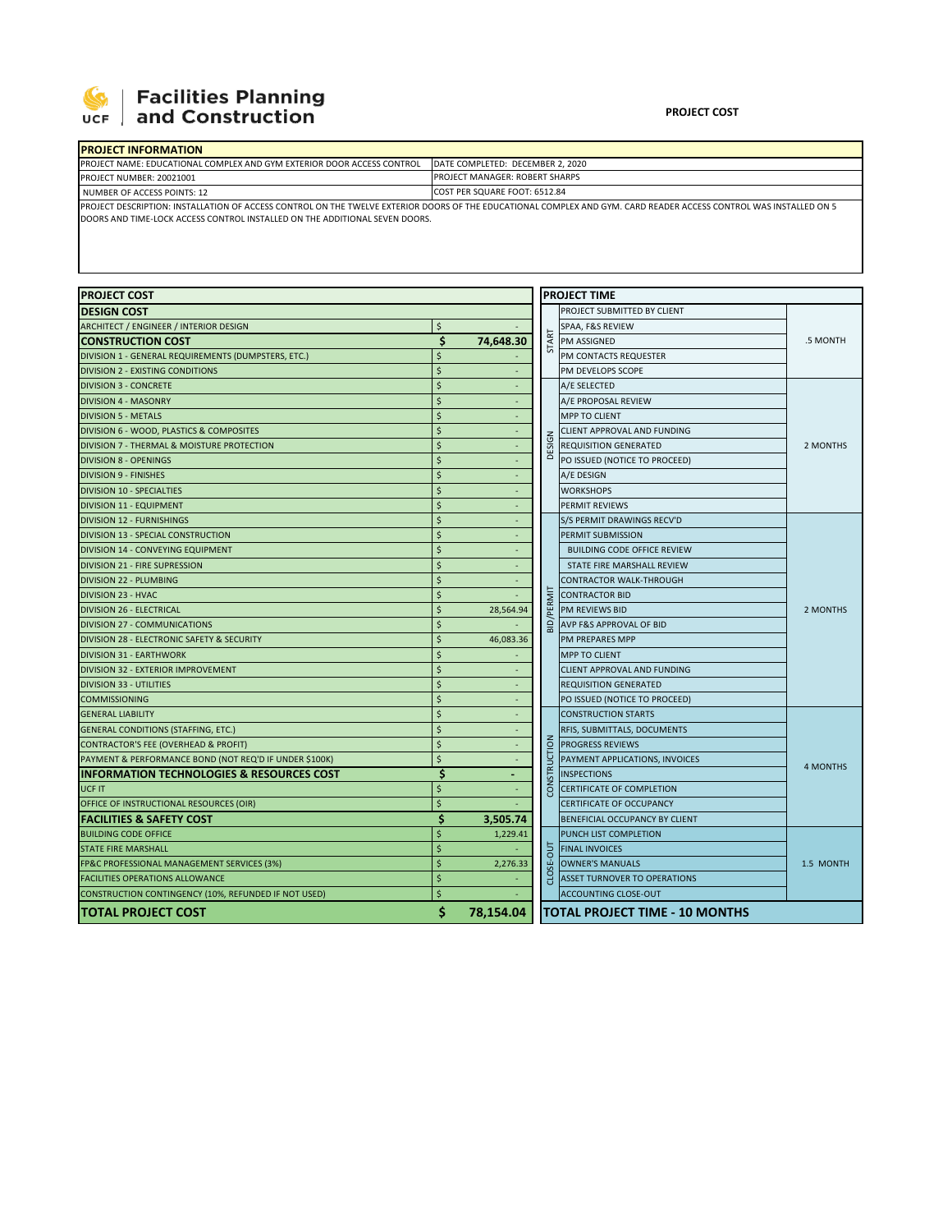**Facilities Planning and Construction**

**PROJECT COST**

| **PROJECT INFORMATION** | |
|---|---|
| PROJECT NAME: EDUCATIONAL COMPLEX AND GYM EXTERIOR DOOR ACCESS CONTROL | DATE COMPLETED: DECEMBER 2, 2020 |
| PROJECT NUMBER: 20021001 | PROJECT MANAGER: ROBERT SHARPS |
| NUMBER OF ACCESS POINTS: 12 | COST PER SQUARE FOOT: 6512.84 |

PROJECT DESCRIPTION: INSTALLATION OF ACCESS CONTROL ON THE TWELVE EXTERIOR DOORS OF THE EDUCATIONAL COMPLEX AND GYM. CARD READER ACCESS CONTROL WAS INSTALLED ON 5 DOORS AND TIME-LOCK ACCESS CONTROL INSTALLED ON THE ADDITIONAL SEVEN DOORS.

| **PROJECT COST** | |
|---|---|
| **DESIGN COST** | |
| ARCHITECT / ENGINEER / INTERIOR DESIGN | $ - |
| **CONSTRUCTION COST** | **$ 74,648.30** |
| DIVISION 1 - GENERAL REQUIREMENTS (DUMPSTERS, ETC.) | $ - |
| DIVISION 2 - EXISTING CONDITIONS | $ - |
| DIVISION 3 - CONCRETE | $ - |
| DIVISION 4 - MASONRY | $ - |
| DIVISION 5 - METALS | $ - |
| DIVISION 6 - WOOD, PLASTICS & COMPOSITES | $ - |
| DIVISION 7 - THERMAL & MOISTURE PROTECTION | $ - |
| DIVISION 8 - OPENINGS | $ - |
| DIVISION 9 - FINISHES | $ - |
| DIVISION 10 - SPECIALTIES | $ - |
| DIVISION 11 - EQUIPMENT | $ - |
| DIVISION 12 - FURNISHINGS | $ - |
| DIVISION 13 - SPECIAL CONSTRUCTION | $ - |
| DIVISION 14 - CONVEYING EQUIPMENT | $ - |
| DIVISION 21 - FIRE SUPRESSION | $ - |
| DIVISION 22 - PLUMBING | $ - |
| DIVISION 23 - HVAC | $ - |
| DIVISION 26 - ELECTRICAL | $ 28,564.94 |
| DIVISION 27 - COMMUNICATIONS | $ - |
| DIVISION 28 - ELECTRONIC SAFETY & SECURITY | $ 46,083.36 |
| DIVISION 31 - EARTHWORK | $ - |
| DIVISION 32 - EXTERIOR IMPROVEMENT | $ - |
| DIVISION 33 - UTILITIES | $ - |
| COMMISSIONING | $ - |
| GENERAL LIABILITY | $ - |
| GENERAL CONDITIONS (STAFFING, ETC.) | $ - |
| CONTRACTOR'S FEE (OVERHEAD & PROFIT) | $ - |
| PAYMENT & PERFORMANCE BOND (NOT REQ'D IF UNDER $100K) | $ - |
| **INFORMATION TECHNOLOGIES & RESOURCES COST** | **$ -** |
| UCF IT | $ - |
| OFFICE OF INSTRUCTIONAL RESOURCES (OIR) | $ - |
| **FACILITIES & SAFETY COST** | **$ 3,505.74** |
| BUILDING CODE OFFICE | $ 1,229.41 |
| STATE FIRE MARSHALL | $ - |
| FP&C PROFESSIONAL MANAGEMENT SERVICES (3%) | $ 2,276.33 |
| FACILITIES OPERATIONS ALLOWANCE | $ - |
| CONSTRUCTION CONTINGENCY (10%, REFUNDED IF NOT USED) | $ - |
| **TOTAL PROJECT COST** | **$ 78,154.04** |

| **PROJECT TIME** | | |
|---|---|---|
| START | PROJECT SUBMITTED BY CLIENT | .5 MONTH |
| | SPAA, F&S REVIEW | |
| | PM ASSIGNED | |
| | PM CONTACTS REQUESTER | |
| | PM DEVELOPS SCOPE | |
| DESIGN | A/E SELECTED | 2 MONTHS |
| | A/E PROPOSAL REVIEW | |
| | MPP TO CLIENT | |
| | CLIENT APPROVAL AND FUNDING | |
| | REQUISITION GENERATED | |
| | PO ISSUED (NOTICE TO PROCEED) | |
| | A/E DESIGN | |
| | WORKSHOPS | |
| | PERMIT REVIEWS | |
| BID/PERMIT | S/S PERMIT DRAWINGS RECV'D | 2 MONTHS |
| | PERMIT SUBMISSION | |
| | BUILDING CODE OFFICE REVIEW | |
| | STATE FIRE MARSHALL REVIEW | |
| | CONTRACTOR WALK-THROUGH | |
| | CONTRACTOR BID | |
| | PM REVIEWS BID | |
| | AVP F&S APPROVAL OF BID | |
| | PM PREPARES MPP | |
| | MPP TO CLIENT | |
| | CLIENT APPROVAL AND FUNDING | |
| | REQUISITION GENERATED | |
| | PO ISSUED (NOTICE TO PROCEED) | |
| CONSTRUCTION | CONSTRUCTION STARTS | 4 MONTHS |
| | RFIS, SUBMITTALS, DOCUMENTS | |
| | PROGRESS REVIEWS | |
| | PAYMENT APPLICATIONS, INVOICES | |
| | INSPECTIONS | |
| | CERTIFICATE OF COMPLETION | |
| | CERTIFICATE OF OCCUPANCY | |
| | BENEFICIAL OCCUPANCY BY CLIENT | |
| CLOSE-OUT | PUNCH LIST COMPLETION | 1.5 MONTH |
| | FINAL INVOICES | |
| | OWNER'S MANUALS | |
| | ASSET TURNOVER TO OPERATIONS | |
| | ACCOUNTING CLOSE-OUT | |
| **TOTAL PROJECT TIME - 10 MONTHS** | | |